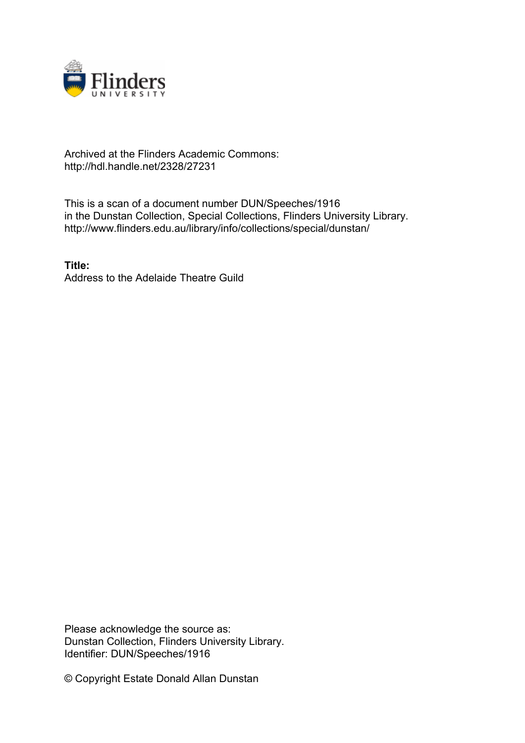Archived at the Flinders Academic Commons:
http://hdl.handle.net/2328/27231

This is a scan of a document number DUN/Speeches/1916
in the Dunstan Collection, Special Collections, Flinders University Library.
http://www.flinders.edu.au/library/info/collections/special/dunstan/

**Title:**
Address to the Adelaide Theatre Guild

Please acknowledge the source as:
Dunstan Collection, Flinders University Library.
Identifier: DUN/Speeches/1916

© Copyright Estate Donald Allan Dunstan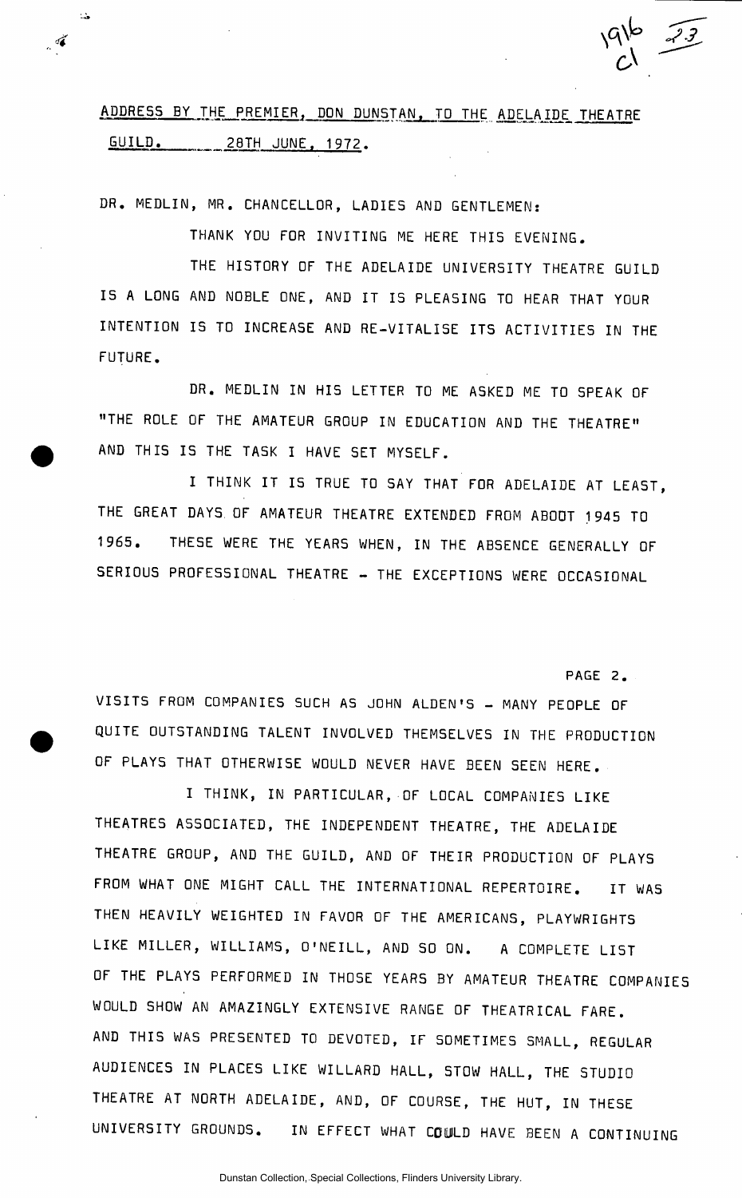ADDRESS BY THE PREMIER, DON DUNSTAN, TO THE ADELAIDE THEATRE GUILD. 28TH JUNE, 1972.

DR. MEDLIN, MR. CHANCELLOR, LADIES AND GENTLEMEN:

THANK YOU FOR INVITING ME HERE THIS EVENING.

THE HISTORY OF THE ADELAIDE UNIVERSITY THEATRE GUILD IS A LONG AND NOBLE ONE, AND IT IS PLEASING TO HEAR THAT YOUR INTENTION IS TO INCREASE AND RE-VITALISE ITS ACTIVITIES IN THE FUTURE.

DR. MEDLIN IN HIS LETTER TO ME ASKED ME TO SPEAK OF "THE ROLE OF THE AMATEUR GROUP IN EDUCATION AND THE THEATRE" AND THIS IS THE TASK I HAVE SET MYSELF.

I THINK IT IS TRUE TO SAY THAT FOR ADELAIDE AT LEAST, THE GREAT DAYS OF AMATEUR THEATRE EXTENDED FROM ABOUT 1945 TO 1965. THESE WERE THE YEARS WHEN, IN THE ABSENCE GENERALLY OF SERIOUS PROFESSIONAL THEATRE - THE EXCEPTIONS WERE OCCASIONAL VISITS FROM COMPANIES SUCH AS JOHN ALDEN'S - MANY PEOPLE OF QUITE OUTSTANDING TALENT INVOLVED THEMSELVES IN THE PRODUCTION OF PLAYS THAT OTHERWISE WOULD NEVER HAVE BEEN SEEN HERE.

I THINK, IN PARTICULAR, OF LOCAL COMPANIES LIKE THEATRES ASSOCIATED, THE INDEPENDENT THEATRE, THE ADELAIDE THEATRE GROUP, AND THE GUILD, AND OF THEIR PRODUCTION OF PLAYS FROM WHAT ONE MIGHT CALL THE INTERNATIONAL REPERTOIRE. IT WAS THEN HEAVILY WEIGHTED IN FAVOR OF THE AMERICANS, PLAYWRIGHTS LIKE MILLER, WILLIAMS, O'NEILL, AND SO ON. A COMPLETE LIST OF THE PLAYS PERFORMED IN THOSE YEARS BY AMATEUR THEATRE COMPANIES WOULD SHOW AN AMAZINGLY EXTENSIVE RANGE OF THEATRICAL FARE. AND THIS WAS PRESENTED TO DEVOTED, IF SOMETIMES SMALL, REGULAR AUDIENCES IN PLACES LIKE WILLARD HALL, STOW HALL, THE STUDIO THEATRE AT NORTH ADELAIDE, AND, OF COURSE, THE HUT, IN THESE UNIVERSITY GROUNDS. IN EFFECT WHAT COULD HAVE BEEN A CONTINUING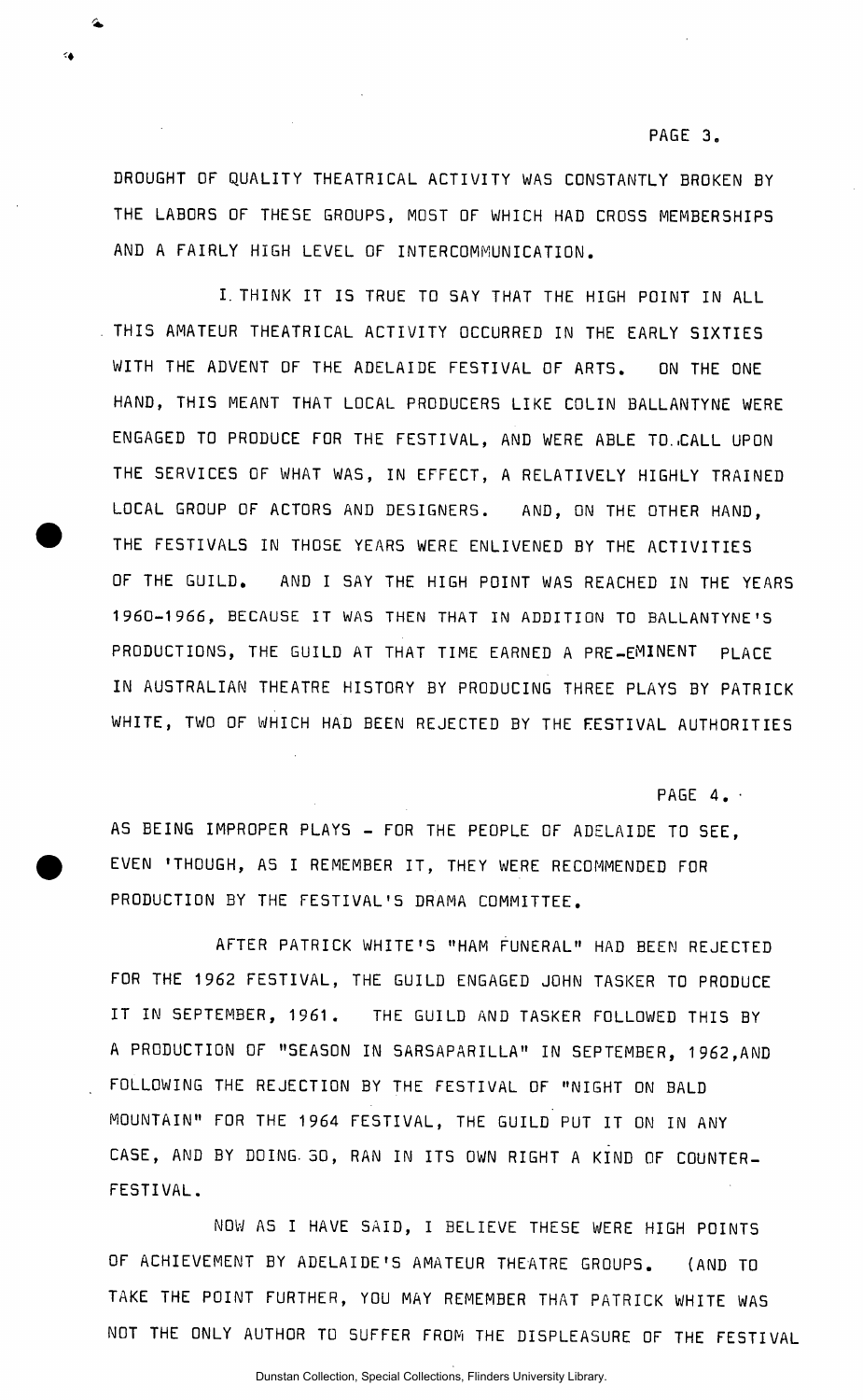DROUGHT OF QUALITY THEATRICAL ACTIVITY WAS CONSTANTLY BROKEN BY THE LABORS OF THESE GROUPS, MOST OF WHICH HAD CROSS MEMBERSHIPS AND A FAIRLY HIGH LEVEL OF INTERCOMMUNICATION.

I THINK IT IS TRUE TO SAY THAT THE HIGH POINT IN ALL THIS AMATEUR THEATRICAL ACTIVITY OCCURRED IN THE EARLY SIXTIES WITH THE ADVENT OF THE ADELAIDE FESTIVAL OF ARTS. ON THE ONE HAND, THIS MEANT THAT LOCAL PRODUCERS LIKE COLIN BALLANTYNE WERE ENGAGED TO PRODUCE FOR THE FESTIVAL, AND WERE ABLE TO CALL UPON THE SERVICES OF WHAT WAS, IN EFFECT, A RELATIVELY HIGHLY TRAINED LOCAL GROUP OF ACTORS AND DESIGNERS. AND, ON THE OTHER HAND, THE FESTIVALS IN THOSE YEARS WERE ENLIVENED BY THE ACTIVITIES OF THE GUILD. AND I SAY THE HIGH POINT WAS REACHED IN THE YEARS 1960-1966, BECAUSE IT WAS THEN THAT IN ADDITION TO BALLANTYNE'S PRODUCTIONS, THE GUILD AT THAT TIME EARNED A PRE-EMINENT PLACE IN AUSTRALIAN THEATRE HISTORY BY PRODUCING THREE PLAYS BY PATRICK WHITE, TWO OF WHICH HAD BEEN REJECTED BY THE FESTIVAL AUTHORITIES AS BEING IMPROPER PLAYS - FOR THE PEOPLE OF ADELAIDE TO SEE, EVEN 'THOUGH, AS I REMEMBER IT, THEY WERE RECOMMENDED FOR PRODUCTION BY THE FESTIVAL'S DRAMA COMMITTEE.

AFTER PATRICK WHITE'S "HAM FUNERAL" HAD BEEN REJECTED FOR THE 1962 FESTIVAL, THE GUILD ENGAGED JOHN TASKER TO PRODUCE IT IN SEPTEMBER, 1961. THE GUILD AND TASKER FOLLOWED THIS BY A PRODUCTION OF "SEASON IN SARSAPARILLA" IN SEPTEMBER, 1962, AND FOLLOWING THE REJECTION BY THE FESTIVAL OF "NIGHT ON BALD MOUNTAIN" FOR THE 1964 FESTIVAL, THE GUILD PUT IT ON IN ANY CASE, AND BY DOING SO, RAN IN ITS OWN RIGHT A KIND OF COUNTER-FESTIVAL.

NOW AS I HAVE SAID, I BELIEVE THESE WERE HIGH POINTS OF ACHIEVEMENT BY ADELAIDE'S AMATEUR THEATRE GROUPS. (AND TO TAKE THE POINT FURTHER, YOU MAY REMEMBER THAT PATRICK WHITE WAS NOT THE ONLY AUTHOR TO SUFFER FROM THE DISPLEASURE OF THE FESTIVAL

Dunstan Collection, Special Collections, Flinders University Library.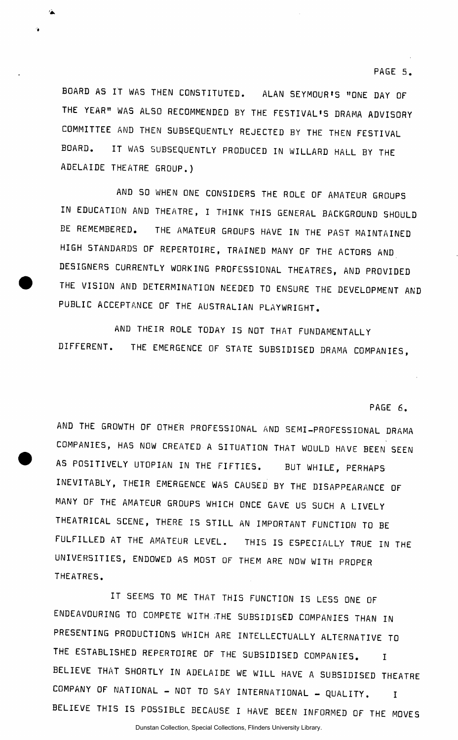BOARD AS IT WAS THEN CONSTITUTED. ALAN SEYMOUR'S "ONE DAY OF THE YEAR" WAS ALSO RECOMMENDED BY THE FESTIVAL'S DRAMA ADVISORY COMMITTEE AND THEN SUBSEQUENTLY REJECTED BY THE THEN FESTIVAL BOARD. IT WAS SUBSEQUENTLY PRODUCED IN WILLARD HALL BY THE ADELAIDE THEATRE GROUP.)

AND SO WHEN ONE CONSIDERS THE ROLE OF AMATEUR GROUPS IN EDUCATION AND THEATRE, I THINK THIS GENERAL BACKGROUND SHOULD BE REMEMBERED. THE AMATEUR GROUPS HAVE IN THE PAST MAINTAINED HIGH STANDARDS OF REPERTOIRE, TRAINED MANY OF THE ACTORS AND DESIGNERS CURRENTLY WORKING PROFESSIONAL THEATRES, AND PROVIDED THE VISION AND DETERMINATION NEEDED TO ENSURE THE DEVELOPMENT AND PUBLIC ACCEPTANCE OF THE AUSTRALIAN PLAYWRIGHT.

AND THEIR ROLE TODAY IS NOT THAT FUNDAMENTALLY DIFFERENT. THE EMERGENCE OF STATE SUBSIDISED DRAMA COMPANIES, AND THE GROWTH OF OTHER PROFESSIONAL AND SEMI-PROFESSIONAL DRAMA COMPANIES, HAS NOW CREATED A SITUATION THAT WOULD HAVE BEEN SEEN AS POSITIVELY UTOPIAN IN THE FIFTIES. BUT WHILE, PERHAPS INEVITABLY, THEIR EMERGENCE WAS CAUSED BY THE DISAPPEARANCE OF MANY OF THE AMATEUR GROUPS WHICH ONCE GAVE US SUCH A LIVELY THEATRICAL SCENE, THERE IS STILL AN IMPORTANT FUNCTION TO BE FULFILLED AT THE AMATEUR LEVEL. THIS IS ESPECIALLY TRUE IN THE UNIVERSITIES, ENDOWED AS MOST OF THEM ARE NOW WITH PROPER THEATRES.

IT SEEMS TO ME THAT THIS FUNCTION IS LESS ONE OF ENDEAVOURING TO COMPETE WITH THE SUBSIDISED COMPANIES THAN IN PRESENTING PRODUCTIONS WHICH ARE INTELLECTUALLY ALTERNATIVE TO THE ESTABLISHED REPERTOIRE OF THE SUBSIDISED COMPANIES. I BELIEVE THAT SHORTLY IN ADELAIDE WE WILL HAVE A SUBSIDISED THEATRE COMPANY OF NATIONAL - NOT TO SAY INTERNATIONAL - QUALITY. I BELIEVE THIS IS POSSIBLE BECAUSE I HAVE BEEN INFORMED OF THE MOVES

Dunstan Collection, Special Collections, Flinders University Library.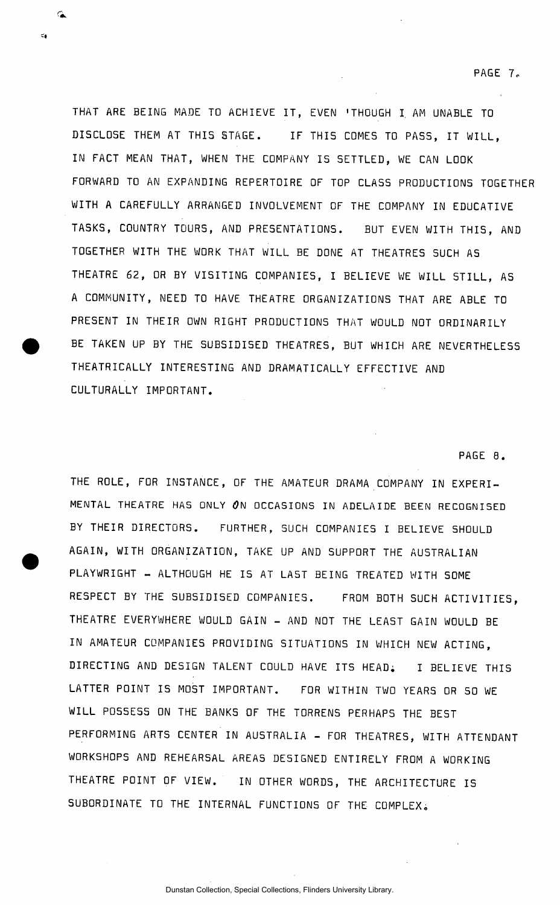THAT ARE BEING MADE TO ACHIEVE IT, EVEN 'THOUGH I AM UNABLE TO DISCLOSE THEM AT THIS STAGE. IF THIS COMES TO PASS, IT WILL, IN FACT MEAN THAT, WHEN THE COMPANY IS SETTLED, WE CAN LOOK FORWARD TO AN EXPANDING REPERTOIRE OF TOP CLASS PRODUCTIONS TOGETHER WITH A CAREFULLY ARRANGED INVOLVEMENT OF THE COMPANY IN EDUCATIVE TASKS, COUNTRY TOURS, AND PRESENTATIONS. BUT EVEN WITH THIS, AND TOGETHER WITH THE WORK THAT WILL BE DONE AT THEATRES SUCH AS THEATRE 62, OR BY VISITING COMPANIES, I BELIEVE WE WILL STILL, AS A COMMUNITY, NEED TO HAVE THEATRE ORGANIZATIONS THAT ARE ABLE TO PRESENT IN THEIR OWN RIGHT PRODUCTIONS THAT WOULD NOT ORDINARILY BE TAKEN UP BY THE SUBSIDISED THEATRES, BUT WHICH ARE NEVERTHELESS THEATRICALLY INTERESTING AND DRAMATICALLY EFFECTIVE AND CULTURALLY IMPORTANT.

THE ROLE, FOR INSTANCE, OF THE AMATEUR DRAMA COMPANY IN EXPERIMENTAL THEATRE HAS ONLY ON OCCASIONS IN ADELAIDE BEEN RECOGNISED BY THEIR DIRECTORS. FURTHER, SUCH COMPANIES I BELIEVE SHOULD AGAIN, WITH ORGANIZATION, TAKE UP AND SUPPORT THE AUSTRALIAN PLAYWRIGHT - ALTHOUGH HE IS AT LAST BEING TREATED WITH SOME RESPECT BY THE SUBSIDISED COMPANIES. FROM BOTH SUCH ACTIVITIES, THEATRE EVERYWHERE WOULD GAIN - AND NOT THE LEAST GAIN WOULD BE IN AMATEUR COMPANIES PROVIDING SITUATIONS IN WHICH NEW ACTING, DIRECTING AND DESIGN TALENT COULD HAVE ITS HEAD. I BELIEVE THIS LATTER POINT IS MOST IMPORTANT. FOR WITHIN TWO YEARS OR SO WE WILL POSSESS ON THE BANKS OF THE TORRENS PERHAPS THE BEST PERFORMING ARTS CENTER IN AUSTRALIA - FOR THEATRES, WITH ATTENDANT WORKSHOPS AND REHEARSAL AREAS DESIGNED ENTIRELY FROM A WORKING THEATRE POINT OF VIEW. IN OTHER WORDS, THE ARCHITECTURE IS SUBORDINATE TO THE INTERNAL FUNCTIONS OF THE COMPLEX.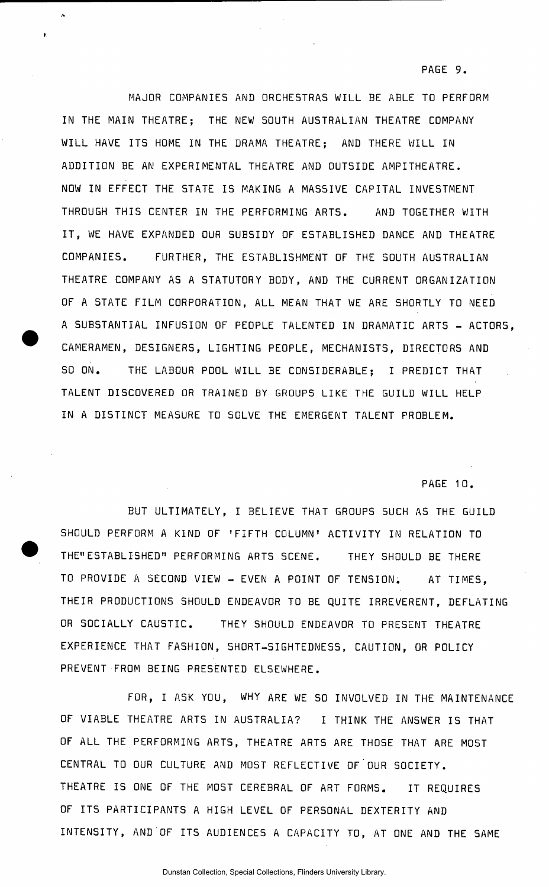MAJOR COMPANIES AND ORCHESTRAS WILL BE ABLE TO PERFORM IN THE MAIN THEATRE; THE NEW SOUTH AUSTRALIAN THEATRE COMPANY WILL HAVE ITS HOME IN THE DRAMA THEATRE; AND THERE WILL IN ADDITION BE AN EXPERIMENTAL THEATRE AND OUTSIDE AMPITHEATRE. NOW IN EFFECT THE STATE IS MAKING A MASSIVE CAPITAL INVESTMENT THROUGH THIS CENTER IN THE PERFORMING ARTS. AND TOGETHER WITH IT, WE HAVE EXPANDED OUR SUBSIDY OF ESTABLISHED DANCE AND THEATRE COMPANIES. FURTHER, THE ESTABLISHMENT OF THE SOUTH AUSTRALIAN THEATRE COMPANY AS A STATUTORY BODY, AND THE CURRENT ORGANIZATION OF A STATE FILM CORPORATION, ALL MEAN THAT WE ARE SHORTLY TO NEED A SUBSTANTIAL INFUSION OF PEOPLE TALENTED IN DRAMATIC ARTS - ACTORS, CAMERAMEN, DESIGNERS, LIGHTING PEOPLE, MECHANISTS, DIRECTORS AND SO ON. THE LABOUR POOL WILL BE CONSIDERABLE; I PREDICT THAT TALENT DISCOVERED OR TRAINED BY GROUPS LIKE THE GUILD WILL HELP IN A DISTINCT MEASURE TO SOLVE THE EMERGENT TALENT PROBLEM.

PAGE 10.

BUT ULTIMATELY, I BELIEVE THAT GROUPS SUCH AS THE GUILD SHOULD PERFORM A KIND OF 'FIFTH COLUMN' ACTIVITY IN RELATION TO THE "ESTABLISHED" PERFORMING ARTS SCENE. THEY SHOULD BE THERE TO PROVIDE A SECOND VIEW - EVEN A POINT OF TENSION. AT TIMES, THEIR PRODUCTIONS SHOULD ENDEAVOR TO BE QUITE IRREVERENT, DEFLATING OR SOCIALLY CAUSTIC. THEY SHOULD ENDEAVOR TO PRESENT THEATRE EXPERIENCE THAT FASHION, SHORT-SIGHTEDNESS, CAUTION, OR POLICY PREVENT FROM BEING PRESENTED ELSEWHERE.

FOR, I ASK YOU, WHY ARE WE SO INVOLVED IN THE MAINTENANCE OF VIABLE THEATRE ARTS IN AUSTRALIA? I THINK THE ANSWER IS THAT OF ALL THE PERFORMING ARTS, THEATRE ARTS ARE THOSE THAT ARE MOST CENTRAL TO OUR CULTURE AND MOST REFLECTIVE OF OUR SOCIETY. THEATRE IS ONE OF THE MOST CEREBRAL OF ART FORMS. IT REQUIRES OF ITS PARTICIPANTS A HIGH LEVEL OF PERSONAL DEXTERITY AND INTENSITY, AND OF ITS AUDIENCES A CAPACITY TO, AT ONE AND THE SAME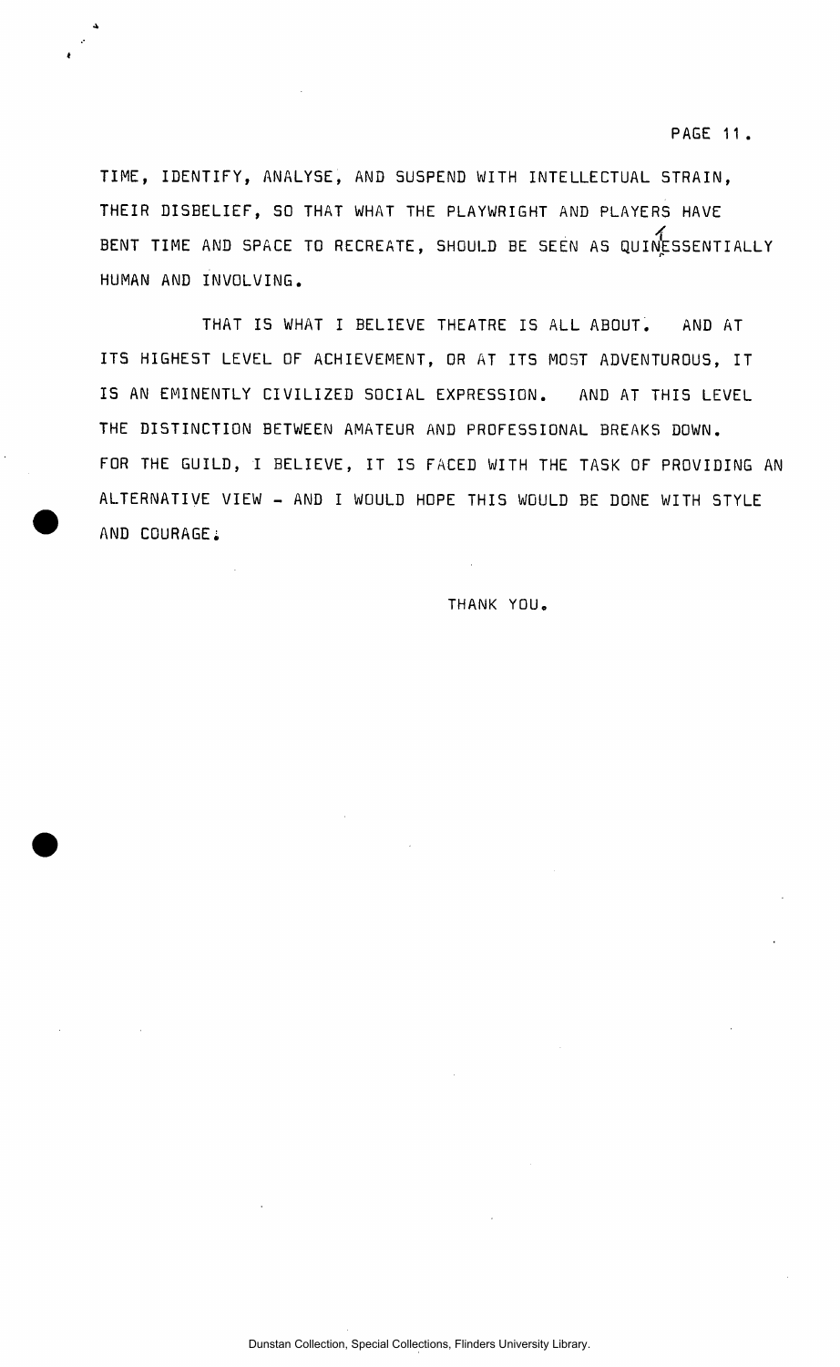TIME, IDENTIFY, ANALYSE, AND SUSPEND WITH INTELLECTUAL STRAIN, THEIR DISBELIEF, SO THAT WHAT THE PLAYWRIGHT AND PLAYERS HAVE BENT TIME AND SPACE TO RECREATE, SHOULD BE SEEN AS QUINTESSENTIALLY HUMAN AND INVOLVING.

THAT IS WHAT I BELIEVE THEATRE IS ALL ABOUT. AND AT ITS HIGHEST LEVEL OF ACHIEVEMENT, OR AT ITS MOST ADVENTUROUS, IT IS AN EMINENTLY CIVILIZED SOCIAL EXPRESSION. AND AT THIS LEVEL THE DISTINCTION BETWEEN AMATEUR AND PROFESSIONAL BREAKS DOWN. FOR THE GUILD, I BELIEVE, IT IS FACED WITH THE TASK OF PROVIDING AN ALTERNATIVE VIEW - AND I WOULD HOPE THIS WOULD BE DONE WITH STYLE AND COURAGE.

THANK YOU.

Dunstan Collection, Special Collections, Flinders University Library.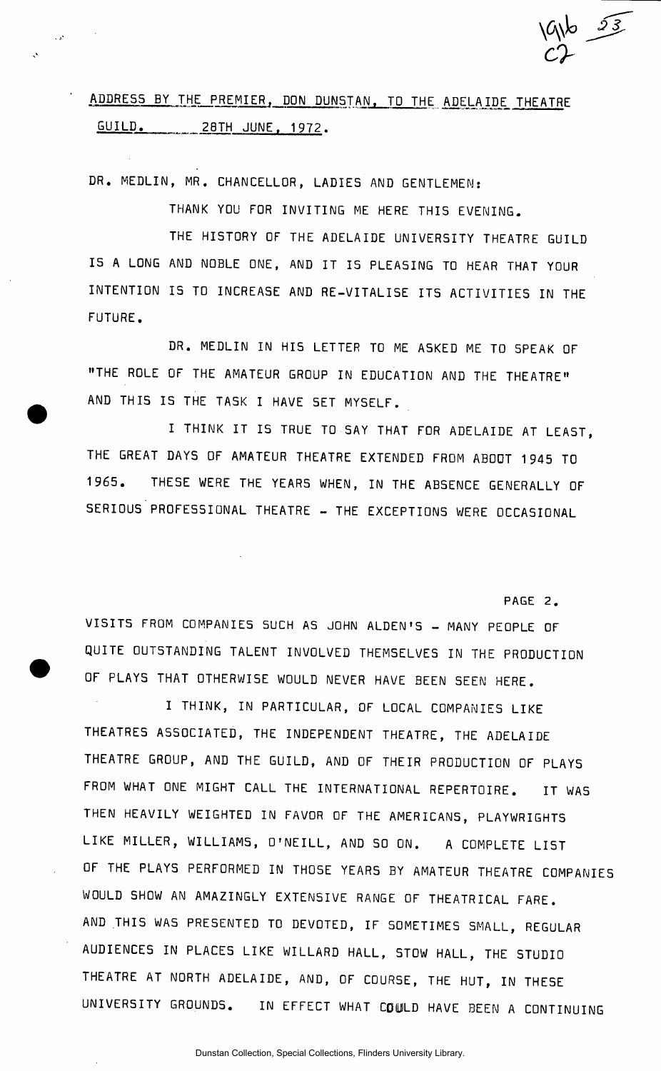ADDRESS BY THE PREMIER, DON DUNSTAN, TO THE ADELAIDE THEATRE GUILD. 28TH JUNE, 1972.

DR. MEDLIN, MR. CHANCELLOR, LADIES AND GENTLEMEN:

THANK YOU FOR INVITING ME HERE THIS EVENING.

THE HISTORY OF THE ADELAIDE UNIVERSITY THEATRE GUILD IS A LONG AND NOBLE ONE, AND IT IS PLEASING TO HEAR THAT YOUR INTENTION IS TO INCREASE AND RE-VITALISE ITS ACTIVITIES IN THE FUTURE.

DR. MEDLIN IN HIS LETTER TO ME ASKED ME TO SPEAK OF "THE ROLE OF THE AMATEUR GROUP IN EDUCATION AND THE THEATRE" AND THIS IS THE TASK I HAVE SET MYSELF.

I THINK IT IS TRUE TO SAY THAT FOR ADELAIDE AT LEAST, THE GREAT DAYS OF AMATEUR THEATRE EXTENDED FROM ABOUT 1945 TO 1965. THESE WERE THE YEARS WHEN, IN THE ABSENCE GENERALLY OF SERIOUS PROFESSIONAL THEATRE - THE EXCEPTIONS WERE OCCASIONAL VISITS FROM COMPANIES SUCH AS JOHN ALDEN'S - MANY PEOPLE OF QUITE OUTSTANDING TALENT INVOLVED THEMSELVES IN THE PRODUCTION OF PLAYS THAT OTHERWISE WOULD NEVER HAVE BEEN SEEN HERE.

I THINK, IN PARTICULAR, OF LOCAL COMPANIES LIKE THEATRES ASSOCIATED, THE INDEPENDENT THEATRE, THE ADELAIDE THEATRE GROUP, AND THE GUILD, AND OF THEIR PRODUCTION OF PLAYS FROM WHAT ONE MIGHT CALL THE INTERNATIONAL REPERTOIRE. IT WAS THEN HEAVILY WEIGHTED IN FAVOR OF THE AMERICANS, PLAYWRIGHTS LIKE MILLER, WILLIAMS, O'NEILL, AND SO ON. A COMPLETE LIST OF THE PLAYS PERFORMED IN THOSE YEARS BY AMATEUR THEATRE COMPANIES WOULD SHOW AN AMAZINGLY EXTENSIVE RANGE OF THEATRICAL FARE. AND THIS WAS PRESENTED TO DEVOTED, IF SOMETIMES SMALL, REGULAR AUDIENCES IN PLACES LIKE WILLARD HALL, STOW HALL, THE STUDIO THEATRE AT NORTH ADELAIDE, AND, OF COURSE, THE HUT, IN THESE UNIVERSITY GROUNDS. IN EFFECT WHAT COULD HAVE BEEN A CONTINUING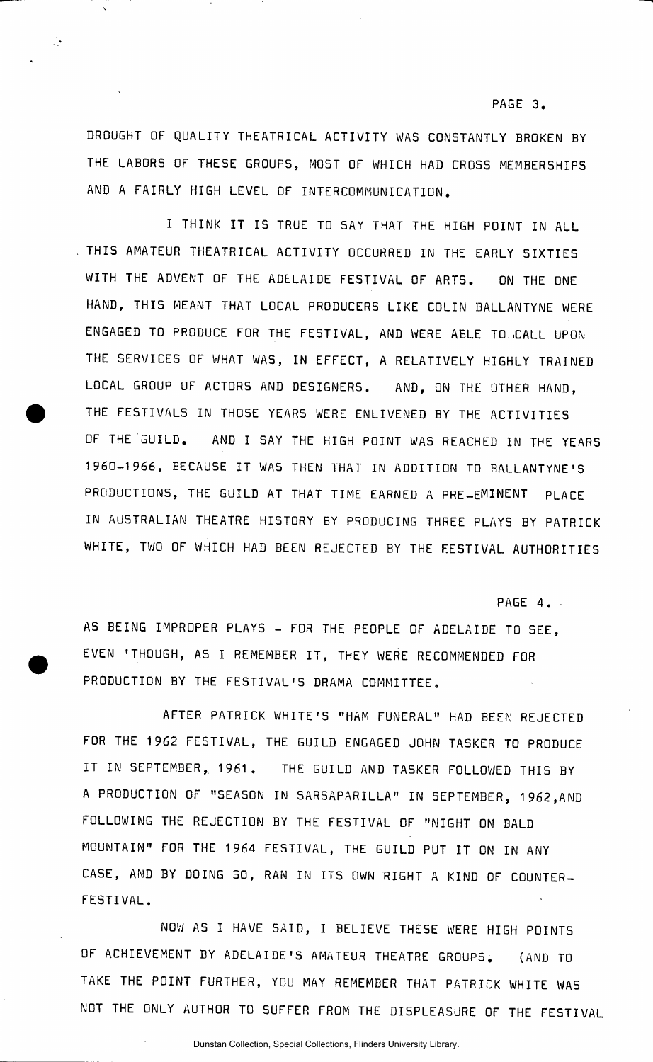DROUGHT OF QUALITY THEATRICAL ACTIVITY WAS CONSTANTLY BROKEN BY THE LABORS OF THESE GROUPS, MOST OF WHICH HAD CROSS MEMBERSHIPS AND A FAIRLY HIGH LEVEL OF INTERCOMMUNICATION.

I THINK IT IS TRUE TO SAY THAT THE HIGH POINT IN ALL THIS AMATEUR THEATRICAL ACTIVITY OCCURRED IN THE EARLY SIXTIES WITH THE ADVENT OF THE ADELAIDE FESTIVAL OF ARTS. ON THE ONE HAND, THIS MEANT THAT LOCAL PRODUCERS LIKE COLIN BALLANTYNE WERE ENGAGED TO PRODUCE FOR THE FESTIVAL, AND WERE ABLE TO CALL UPON THE SERVICES OF WHAT WAS, IN EFFECT, A RELATIVELY HIGHLY TRAINED LOCAL GROUP OF ACTORS AND DESIGNERS. AND, ON THE OTHER HAND, THE FESTIVALS IN THOSE YEARS WERE ENLIVENED BY THE ACTIVITIES OF THE GUILD. AND I SAY THE HIGH POINT WAS REACHED IN THE YEARS 1960-1966, BECAUSE IT WAS THEN THAT IN ADDITION TO BALLANTYNE'S PRODUCTIONS, THE GUILD AT THAT TIME EARNED A PRE-EMINENT PLACE IN AUSTRALIAN THEATRE HISTORY BY PRODUCING THREE PLAYS BY PATRICK WHITE, TWO OF WHICH HAD BEEN REJECTED BY THE FESTIVAL AUTHORITIES AS BEING IMPROPER PLAYS - FOR THE PEOPLE OF ADELAIDE TO SEE, EVEN 'THOUGH, AS I REMEMBER IT, THEY WERE RECOMMENDED FOR PRODUCTION BY THE FESTIVAL'S DRAMA COMMITTEE.

AFTER PATRICK WHITE'S "HAM FUNERAL" HAD BEEN REJECTED FOR THE 1962 FESTIVAL, THE GUILD ENGAGED JOHN TASKER TO PRODUCE IT IN SEPTEMBER, 1961. THE GUILD AND TASKER FOLLOWED THIS BY A PRODUCTION OF "SEASON IN SARSAPARILLA" IN SEPTEMBER, 1962, AND FOLLOWING THE REJECTION BY THE FESTIVAL OF "NIGHT ON BALD MOUNTAIN" FOR THE 1964 FESTIVAL, THE GUILD PUT IT ON IN ANY CASE, AND BY DOING SO, RAN IN ITS OWN RIGHT A KIND OF COUNTER-FESTIVAL.

NOW AS I HAVE SAID, I BELIEVE THESE WERE HIGH POINTS OF ACHIEVEMENT BY ADELAIDE'S AMATEUR THEATRE GROUPS. (AND TO TAKE THE POINT FURTHER, YOU MAY REMEMBER THAT PATRICK WHITE WAS NOT THE ONLY AUTHOR TO SUFFER FROM THE DISPLEASURE OF THE FESTIVAL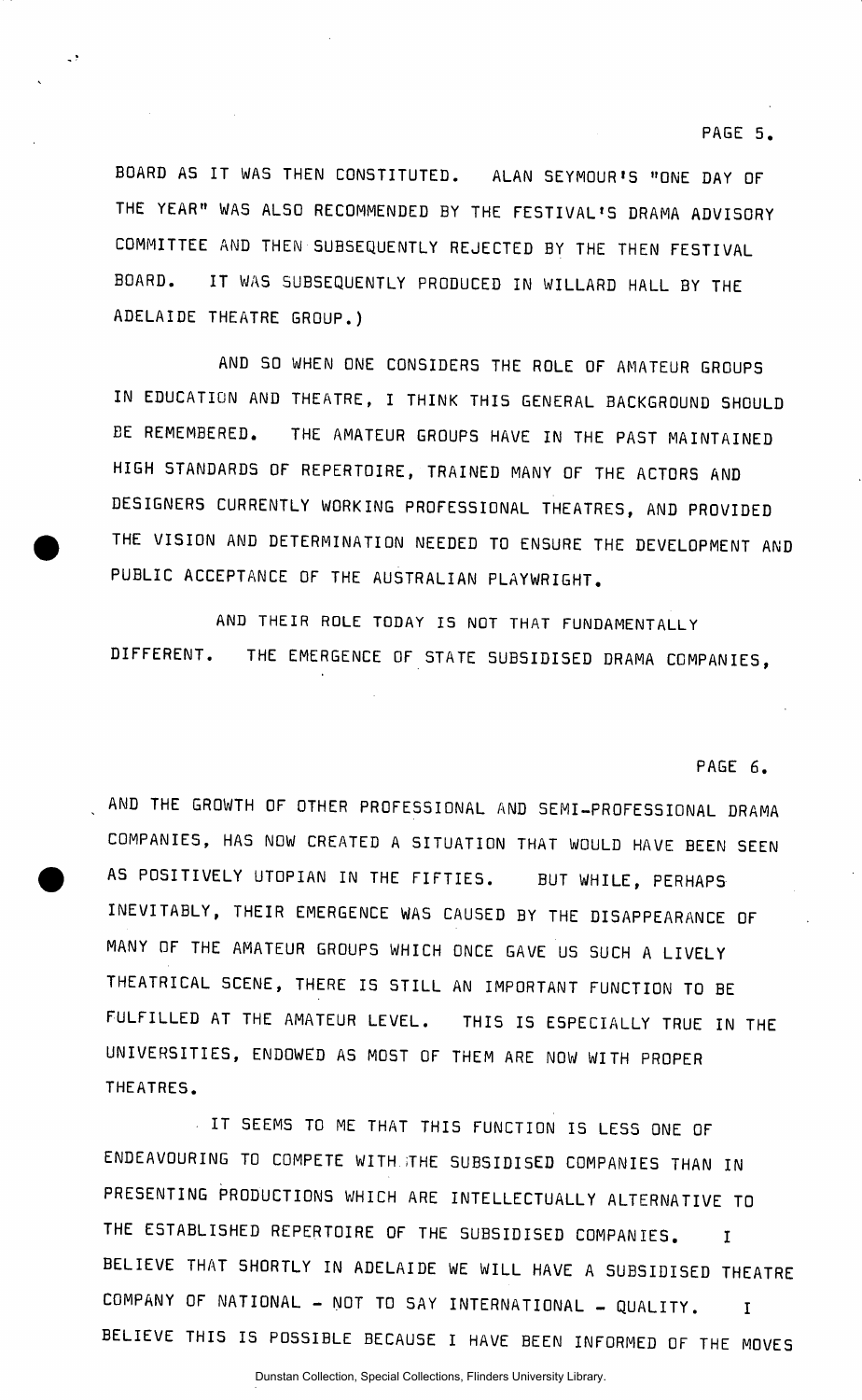BOARD AS IT WAS THEN CONSTITUTED. ALAN SEYMOUR'S "ONE DAY OF THE YEAR" WAS ALSO RECOMMENDED BY THE FESTIVAL'S DRAMA ADVISORY COMMITTEE AND THEN SUBSEQUENTLY REJECTED BY THE THEN FESTIVAL BOARD. IT WAS SUBSEQUENTLY PRODUCED IN WILLARD HALL BY THE ADELAIDE THEATRE GROUP.)

AND SO WHEN ONE CONSIDERS THE ROLE OF AMATEUR GROUPS IN EDUCATION AND THEATRE, I THINK THIS GENERAL BACKGROUND SHOULD BE REMEMBERED. THE AMATEUR GROUPS HAVE IN THE PAST MAINTAINED HIGH STANDARDS OF REPERTOIRE, TRAINED MANY OF THE ACTORS AND DESIGNERS CURRENTLY WORKING PROFESSIONAL THEATRES, AND PROVIDED THE VISION AND DETERMINATION NEEDED TO ENSURE THE DEVELOPMENT AND PUBLIC ACCEPTANCE OF THE AUSTRALIAN PLAYWRIGHT.

AND THEIR ROLE TODAY IS NOT THAT FUNDAMENTALLY DIFFERENT. THE EMERGENCE OF STATE SUBSIDISED DRAMA COMPANIES, AND THE GROWTH OF OTHER PROFESSIONAL AND SEMI-PROFESSIONAL DRAMA COMPANIES, HAS NOW CREATED A SITUATION THAT WOULD HAVE BEEN SEEN AS POSITIVELY UTOPIAN IN THE FIFTIES. BUT WHILE, PERHAPS INEVITABLY, THEIR EMERGENCE WAS CAUSED BY THE DISAPPEARANCE OF MANY OF THE AMATEUR GROUPS WHICH ONCE GAVE US SUCH A LIVELY THEATRICAL SCENE, THERE IS STILL AN IMPORTANT FUNCTION TO BE FULFILLED AT THE AMATEUR LEVEL. THIS IS ESPECIALLY TRUE IN THE UNIVERSITIES, ENDOWED AS MOST OF THEM ARE NOW WITH PROPER THEATRES.

IT SEEMS TO ME THAT THIS FUNCTION IS LESS ONE OF ENDEAVOURING TO COMPETE WITH THE SUBSIDISED COMPANIES THAN IN PRESENTING PRODUCTIONS WHICH ARE INTELLECTUALLY ALTERNATIVE TO THE ESTABLISHED REPERTOIRE OF THE SUBSIDISED COMPANIES. I BELIEVE THAT SHORTLY IN ADELAIDE WE WILL HAVE A SUBSIDISED THEATRE COMPANY OF NATIONAL - NOT TO SAY INTERNATIONAL - QUALITY. I BELIEVE THIS IS POSSIBLE BECAUSE I HAVE BEEN INFORMED OF THE MOVES

Dunstan Collection, Special Collections, Flinders University Library.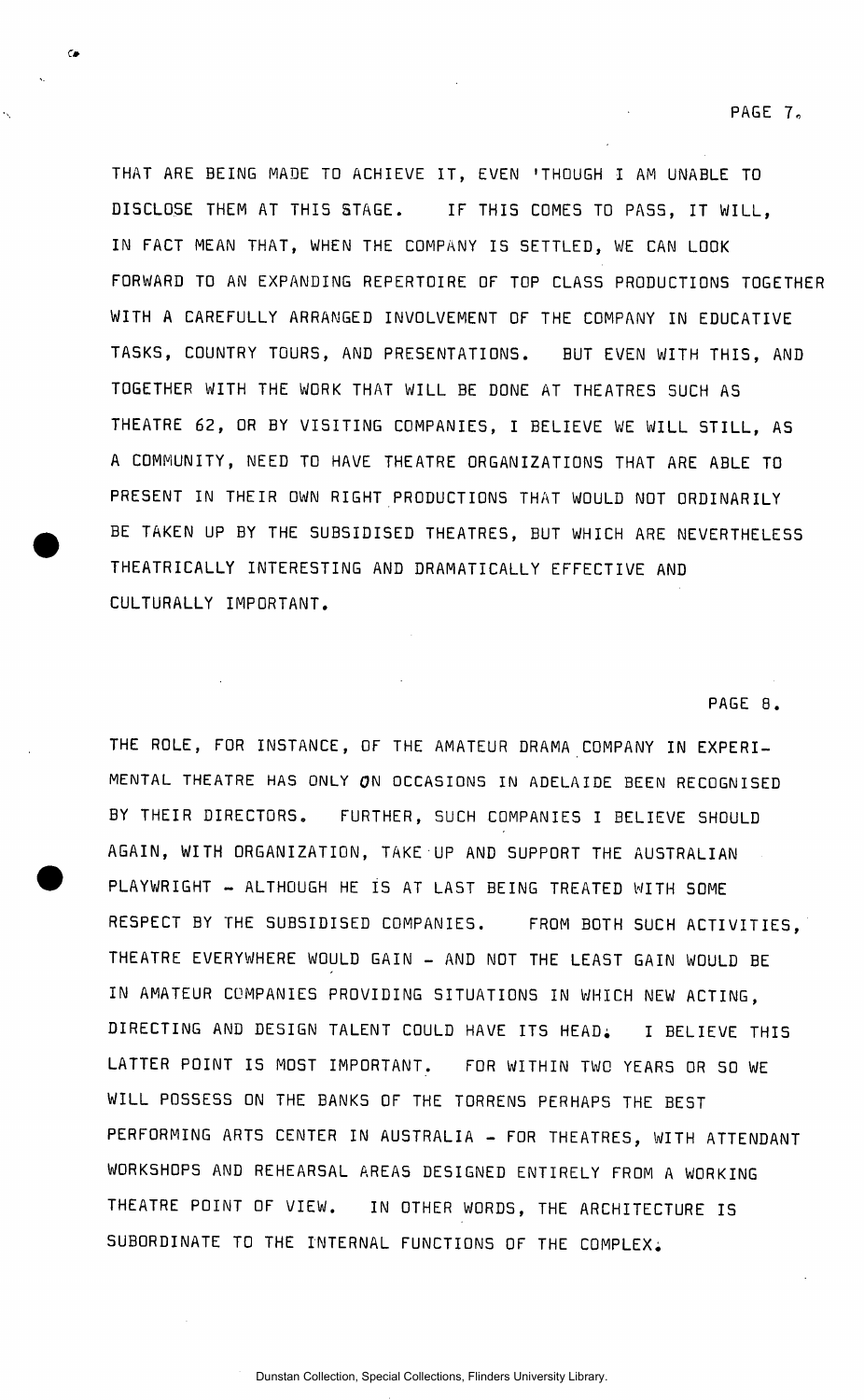THAT ARE BEING MADE TO ACHIEVE IT, EVEN 'THOUGH I AM UNABLE TO DISCLOSE THEM AT THIS STAGE. IF THIS COMES TO PASS, IT WILL, IN FACT MEAN THAT, WHEN THE COMPANY IS SETTLED, WE CAN LOOK FORWARD TO AN EXPANDING REPERTOIRE OF TOP CLASS PRODUCTIONS TOGETHER WITH A CAREFULLY ARRANGED INVOLVEMENT OF THE COMPANY IN EDUCATIVE TASKS, COUNTRY TOURS, AND PRESENTATIONS. BUT EVEN WITH THIS, AND TOGETHER WITH THE WORK THAT WILL BE DONE AT THEATRES SUCH AS THEATRE 62, OR BY VISITING COMPANIES, I BELIEVE WE WILL STILL, AS A COMMUNITY, NEED TO HAVE THEATRE ORGANIZATIONS THAT ARE ABLE TO PRESENT IN THEIR OWN RIGHT PRODUCTIONS THAT WOULD NOT ORDINARILY BE TAKEN UP BY THE SUBSIDISED THEATRES, BUT WHICH ARE NEVERTHELESS THEATRICALLY INTERESTING AND DRAMATICALLY EFFECTIVE AND CULTURALLY IMPORTANT.

THE ROLE, FOR INSTANCE, OF THE AMATEUR DRAMA COMPANY IN EXPERIMENTAL THEATRE HAS ONLY ON OCCASIONS IN ADELAIDE BEEN RECOGNISED BY THEIR DIRECTORS. FURTHER, SUCH COMPANIES I BELIEVE SHOULD AGAIN, WITH ORGANIZATION, TAKE UP AND SUPPORT THE AUSTRALIAN PLAYWRIGHT - ALTHOUGH HE IS AT LAST BEING TREATED WITH SOME RESPECT BY THE SUBSIDISED COMPANIES. FROM BOTH SUCH ACTIVITIES, THEATRE EVERYWHERE WOULD GAIN - AND NOT THE LEAST GAIN WOULD BE IN AMATEUR COMPANIES PROVIDING SITUATIONS IN WHICH NEW ACTING, DIRECTING AND DESIGN TALENT COULD HAVE ITS HEAD. I BELIEVE THIS LATTER POINT IS MOST IMPORTANT. FOR WITHIN TWO YEARS OR SO WE WILL POSSESS ON THE BANKS OF THE TORRENS PERHAPS THE BEST PERFORMING ARTS CENTER IN AUSTRALIA - FOR THEATRES, WITH ATTENDANT WORKSHOPS AND REHEARSAL AREAS DESIGNED ENTIRELY FROM A WORKING THEATRE POINT OF VIEW. IN OTHER WORDS, THE ARCHITECTURE IS SUBORDINATE TO THE INTERNAL FUNCTIONS OF THE COMPLEX.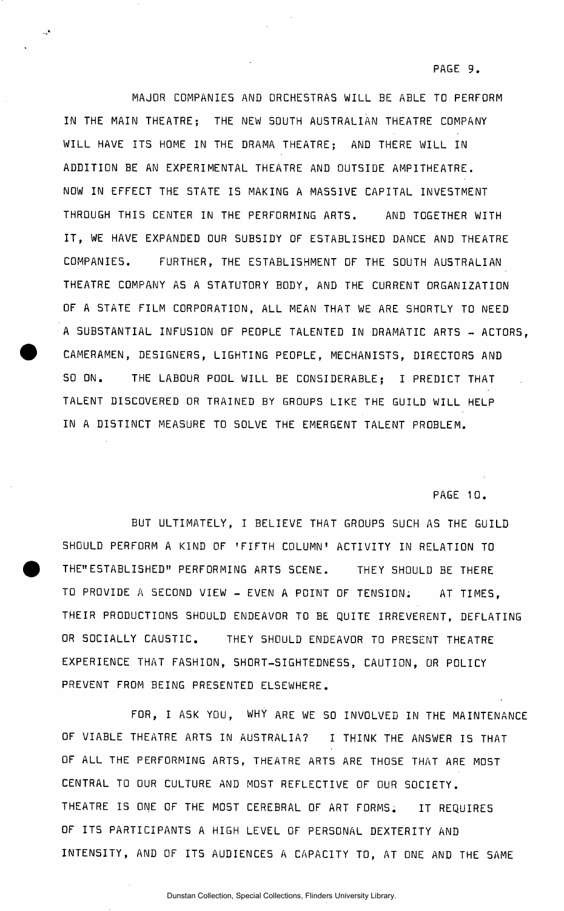MAJOR COMPANIES AND ORCHESTRAS WILL BE ABLE TO PERFORM IN THE MAIN THEATRE; THE NEW SOUTH AUSTRALIAN THEATRE COMPANY WILL HAVE ITS HOME IN THE DRAMA THEATRE; AND THERE WILL IN ADDITION BE AN EXPERIMENTAL THEATRE AND OUTSIDE AMPITHEATRE. NOW IN EFFECT THE STATE IS MAKING A MASSIVE CAPITAL INVESTMENT THROUGH THIS CENTER IN THE PERFORMING ARTS. AND TOGETHER WITH IT, WE HAVE EXPANDED OUR SUBSIDY OF ESTABLISHED DANCE AND THEATRE COMPANIES. FURTHER, THE ESTABLISHMENT OF THE SOUTH AUSTRALIAN THEATRE COMPANY AS A STATUTORY BODY, AND THE CURRENT ORGANIZATION OF A STATE FILM CORPORATION, ALL MEAN THAT WE ARE SHORTLY TO NEED A SUBSTANTIAL INFUSION OF PEOPLE TALENTED IN DRAMATIC ARTS - ACTORS, CAMERAMEN, DESIGNERS, LIGHTING PEOPLE, MECHANISTS, DIRECTORS AND SO ON. THE LABOUR POOL WILL BE CONSIDERABLE; I PREDICT THAT TALENT DISCOVERED OR TRAINED BY GROUPS LIKE THE GUILD WILL HELP IN A DISTINCT MEASURE TO SOLVE THE EMERGENT TALENT PROBLEM.

BUT ULTIMATELY, I BELIEVE THAT GROUPS SUCH AS THE GUILD SHOULD PERFORM A KIND OF 'FIFTH COLUMN' ACTIVITY IN RELATION TO THE "ESTABLISHED" PERFORMING ARTS SCENE. THEY SHOULD BE THERE TO PROVIDE A SECOND VIEW - EVEN A POINT OF TENSION. AT TIMES, THEIR PRODUCTIONS SHOULD ENDEAVOR TO BE QUITE IRREVERENT, DEFLATING OR SOCIALLY CAUSTIC. THEY SHOULD ENDEAVOR TO PRESENT THEATRE EXPERIENCE THAT FASHION, SHORT-SIGHTEDNESS, CAUTION, OR POLICY PREVENT FROM BEING PRESENTED ELSEWHERE.

FOR, I ASK YOU, WHY ARE WE SO INVOLVED IN THE MAINTENANCE OF VIABLE THEATRE ARTS IN AUSTRALIA? I THINK THE ANSWER IS THAT OF ALL THE PERFORMING ARTS, THEATRE ARTS ARE THOSE THAT ARE MOST CENTRAL TO OUR CULTURE AND MOST REFLECTIVE OF OUR SOCIETY. THEATRE IS ONE OF THE MOST CEREBRAL OF ART FORMS. IT REQUIRES OF ITS PARTICIPANTS A HIGH LEVEL OF PERSONAL DEXTERITY AND INTENSITY, AND OF ITS AUDIENCES A CAPACITY TO, AT ONE AND THE SAME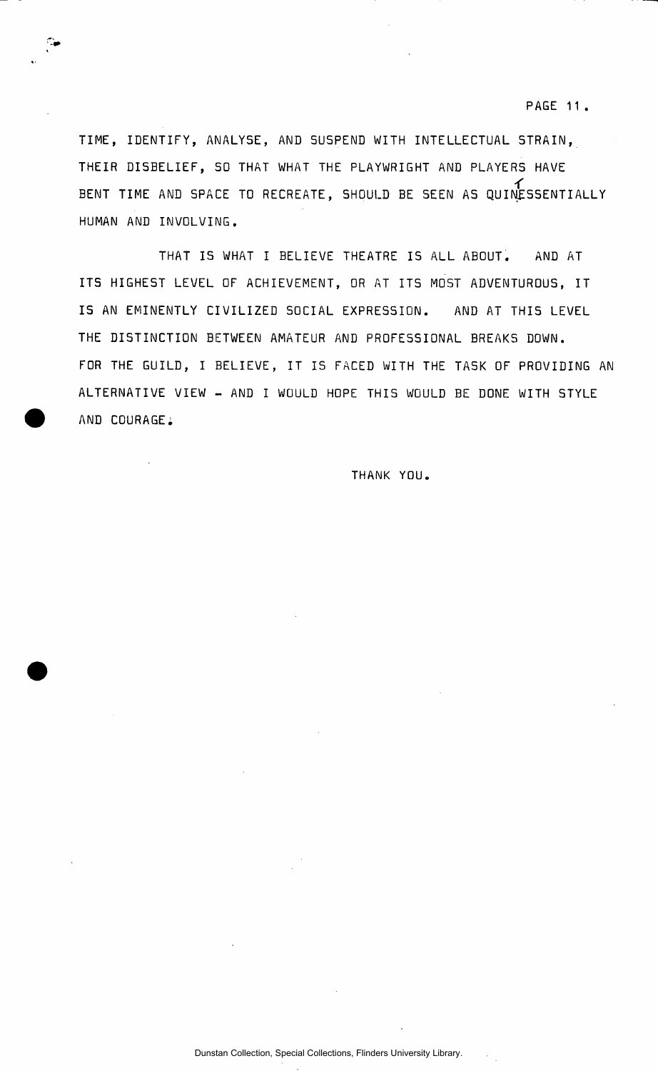TIME, IDENTIFY, ANALYSE, AND SUSPEND WITH INTELLECTUAL STRAIN, THEIR DISBELIEF, SO THAT WHAT THE PLAYWRIGHT AND PLAYERS HAVE BENT TIME AND SPACE TO RECREATE, SHOULD BE SEEN AS QUINTESSENTIALLY HUMAN AND INVOLVING.

THAT IS WHAT I BELIEVE THEATRE IS ALL ABOUT. AND AT ITS HIGHEST LEVEL OF ACHIEVEMENT, OR AT ITS MOST ADVENTUROUS, IT IS AN EMINENTLY CIVILIZED SOCIAL EXPRESSION. AND AT THIS LEVEL THE DISTINCTION BETWEEN AMATEUR AND PROFESSIONAL BREAKS DOWN. FOR THE GUILD, I BELIEVE, IT IS FACED WITH THE TASK OF PROVIDING AN ALTERNATIVE VIEW - AND I WOULD HOPE THIS WOULD BE DONE WITH STYLE AND COURAGE.

THANK YOU.

Dunstan Collection, Special Collections, Flinders University Library.